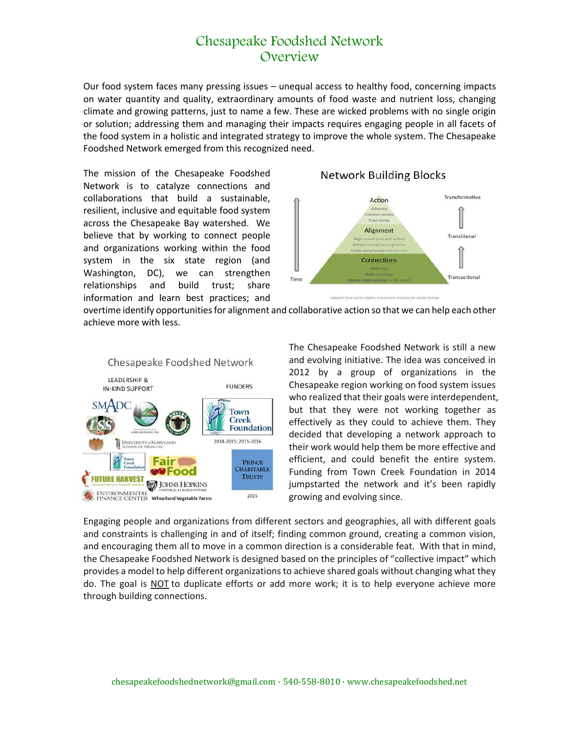# Chesapeake Foodshed Network
# Overview

Our food system faces many pressing issues – unequal access to healthy food, concerning impacts on water quantity and quality, extraordinary amounts of food waste and nutrient loss, changing climate and growing patterns, just to name a few. These are wicked problems with no single origin or solution; addressing them and managing their impacts requires engaging people in all facets of the food system in a holistic and integrated strategy to improve the whole system. The Chesapeake Foodshed Network emerged from this recognized need.

The mission of the Chesapeake Foodshed Network is to catalyze connections and collaborations that build a sustainable, resilient, inclusive and equitable food system across the Chesapeake Bay watershed. We believe that by working to connect people and organizations working within the food system in the six state region (and Washington, DC), we can strengthen relationships and build trust; share information and learn best practices; and overtime identify opportunities for alignment and collaborative action so that we can help each other achieve more with less.

Network Building Blocks

- Action (Transformative): Advocacy, Common venture, Fund raising
- Alignment (Transitional): Align around goals and context, Achieve conceptual congruence, Create and promote shared vision
- Connections (Transactional): Build trust, Share knowledge, Develop understanding for the system

Time

*Adapted from Curtis Ogden, Interaction Institute for Social Change*

Chesapeake Foodshed Network

LEADERSHIP & IN-KIND SUPPORT: SMADC, LSS, Agro-Ecology, Inc., Roseda Black Angus Farm, University of Maryland School of Medicine, Town Creek Foundation, Fair Food, Future Harvest, Johns Hopkins Center for a Livable Future, Environmental Finance Center, Wheatland Vegetable Farms

FUNDERS: Town Creek Foundation (2014-2015; 2015-2016), Prince Charitable Trusts (2015)

The Chesapeake Foodshed Network is still a new and evolving initiative. The idea was conceived in 2012 by a group of organizations in the Chesapeake region working on food system issues who realized that their goals were interdependent, but that they were not working together as effectively as they could to achieve them. They decided that developing a network approach to their work would help them be more effective and efficient, and could benefit the entire system. Funding from Town Creek Foundation in 2014 jumpstarted the network and it's been rapidly growing and evolving since.

Engaging people and organizations from different sectors and geographies, all with different goals and constraints is challenging in and of itself; finding common ground, creating a common vision, and encouraging them all to move in a common direction is a considerable feat. With that in mind, the Chesapeake Foodshed Network is designed based on the principles of "collective impact" which provides a model to help different organizations to achieve shared goals without changing what they do. The goal is <u>NOT</u> to duplicate efforts or add more work; it is to help everyone achieve more through building connections.

chesapeakefoodshednetwork@gmail.com · 540-558-8010 · www.chesapeakefoodshed.net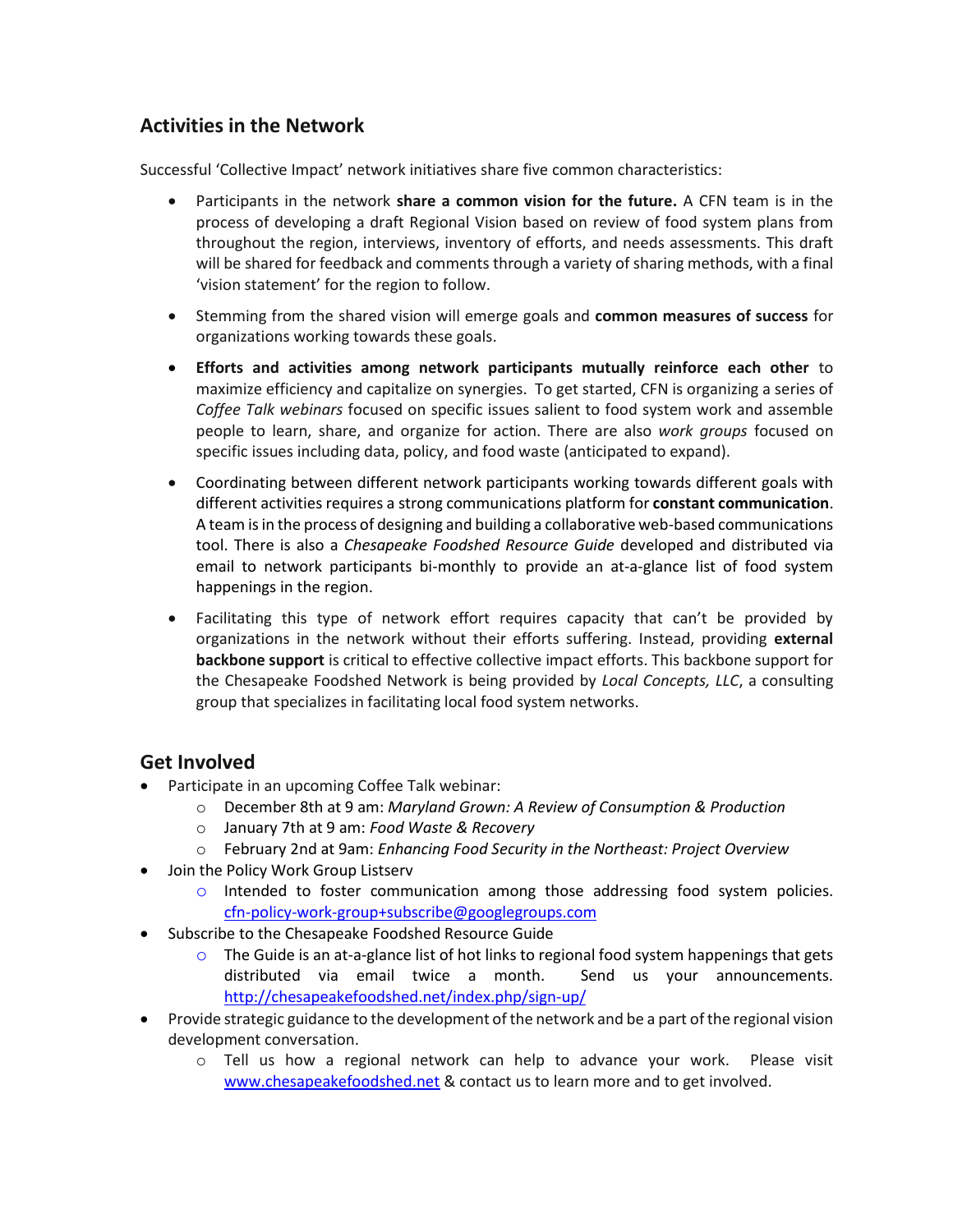## Activities in the Network

Successful 'Collective Impact' network initiatives share five common characteristics:

- Participants in the network **share a common vision for the future.** A CFN team is in the process of developing a draft Regional Vision based on review of food system plans from throughout the region, interviews, inventory of efforts, and needs assessments. This draft will be shared for feedback and comments through a variety of sharing methods, with a final 'vision statement' for the region to follow.

- Stemming from the shared vision will emerge goals and **common measures of success** for organizations working towards these goals.

- **Efforts and activities among network participants mutually reinforce each other** to maximize efficiency and capitalize on synergies. To get started, CFN is organizing a series of *Coffee Talk webinars* focused on specific issues salient to food system work and assemble people to learn, share, and organize for action. There are also *work groups* focused on specific issues including data, policy, and food waste (anticipated to expand).

- Coordinating between different network participants working towards different goals with different activities requires a strong communications platform for **constant communication**. A team is in the process of designing and building a collaborative web-based communications tool. There is also a *Chesapeake Foodshed Resource Guide* developed and distributed via email to network participants bi-monthly to provide an at-a-glance list of food system happenings in the region.

- Facilitating this type of network effort requires capacity that can't be provided by organizations in the network without their efforts suffering. Instead, providing **external backbone support** is critical to effective collective impact efforts. This backbone support for the Chesapeake Foodshed Network is being provided by *Local Concepts, LLC*, a consulting group that specializes in facilitating local food system networks.

## Get Involved

- Participate in an upcoming Coffee Talk webinar:
  - December 8th at 9 am: *Maryland Grown: A Review of Consumption & Production*
  - January 7th at 9 am: *Food Waste & Recovery*
  - February 2nd at 9am: *Enhancing Food Security in the Northeast: Project Overview*
- Join the Policy Work Group Listserv
  - Intended to foster communication among those addressing food system policies. cfn-policy-work-group+subscribe@googlegroups.com
- Subscribe to the Chesapeake Foodshed Resource Guide
  - The Guide is an at-a-glance list of hot links to regional food system happenings that gets distributed via email twice a month. Send us your announcements. http://chesapeakefoodshed.net/index.php/sign-up/
- Provide strategic guidance to the development of the network and be a part of the regional vision development conversation.
  - Tell us how a regional network can help to advance your work. Please visit www.chesapeakefoodshed.net & contact us to learn more and to get involved.